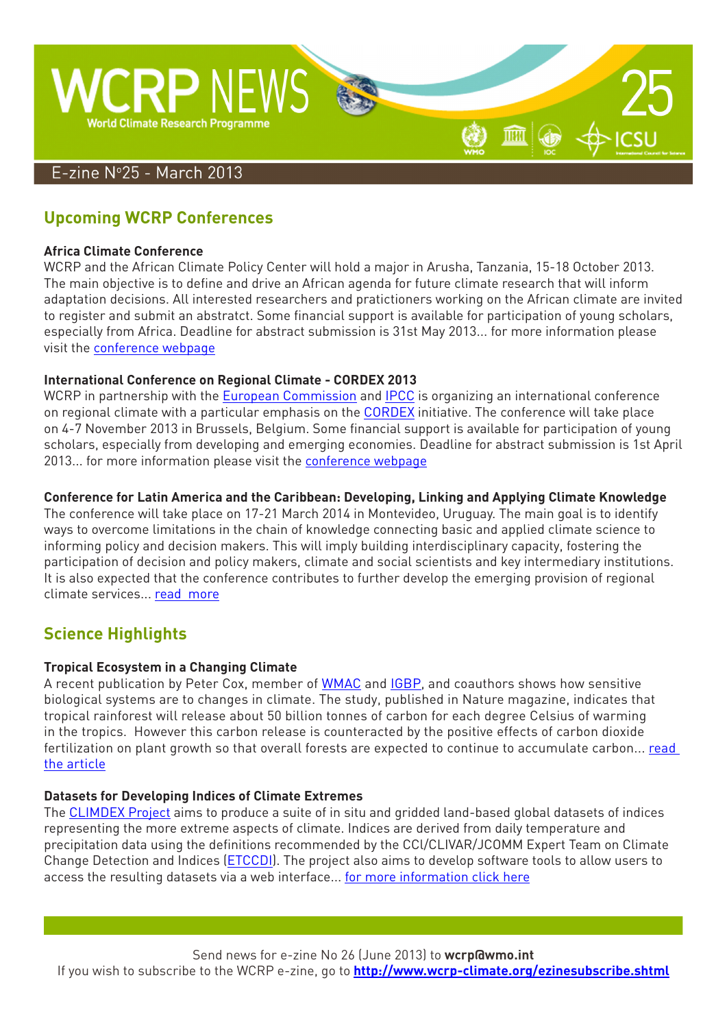# WCRP NEWS

World Climate Research Programme

25

E-zine N°25 - March 2013

## Upcoming WCRP Conferences

### Africa Climate Conference

WCRP and the African Climate Policy Center will hold a major in Arusha, Tanzania, 15-18 October 2013. The main objective is to define and drive an African agenda for future climate research that will inform adaptation decisions. All interested researchers and practictioners working on the African climate are invited to register and submit an abstratct. Some financial support is available for participation of young scholars, especially from Africa. Deadline for abstract submission is 31st May 2013... for more information please visit the conference webpage

### International Conference on Regional Climate - CORDEX 2013

WCRP in partnership with the European Commission and IPCC is organizing an international conference on regional climate with a particular emphasis on the CORDEX initiative. The conference will take place on 4-7 November 2013 in Brussels, Belgium. Some financial support is available for participation of young scholars, especially from developing and emerging economies. Deadline for abstract submission is 1st April 2013... for more information please visit the conference webpage

### Conference for Latin America and the Caribbean: Developing, Linking and Applying Climate Knowledge

The conference will take place on 17-21 March 2014 in Montevideo, Uruguay. The main goal is to identify ways to overcome limitations in the chain of knowledge connecting basic and applied climate science to informing policy and decision makers. This will imply building interdisciplinary capacity, fostering the participation of decision and policy makers, climate and social scientists and key intermediary institutions. It is also expected that the conference contributes to further develop the emerging provision of regional climate services... read more

## Science Highlights

### Tropical Ecosystem in a Changing Climate

A recent publication by Peter Cox, member of WMAC and IGBP, and coauthors shows how sensitive biological systems are to changes in climate. The study, published in Nature magazine, indicates that tropical rainforest will release about 50 billion tonnes of carbon for each degree Celsius of warming in the tropics. However this carbon release is counteracted by the positive effects of carbon dioxide fertilization on plant growth so that overall forests are expected to continue to accumulate carbon... read the article

### Datasets for Developing Indices of Climate Extremes

The CLIMDEX Project aims to produce a suite of in situ and gridded land-based global datasets of indices representing the more extreme aspects of climate. Indices are derived from daily temperature and precipitation data using the definitions recommended by the CCl/CLIVAR/JCOMM Expert Team on Climate Change Detection and Indices (ETCCDI). The project also aims to develop software tools to allow users to access the resulting datasets via a web interface... for more information click here

Send news for e-zine No 26 (June 2013) to **wcrp@wmo.int**
If you wish to subscribe to the WCRP e-zine, go to **http://www.wcrp-climate.org/ezinesubscribe.shtml**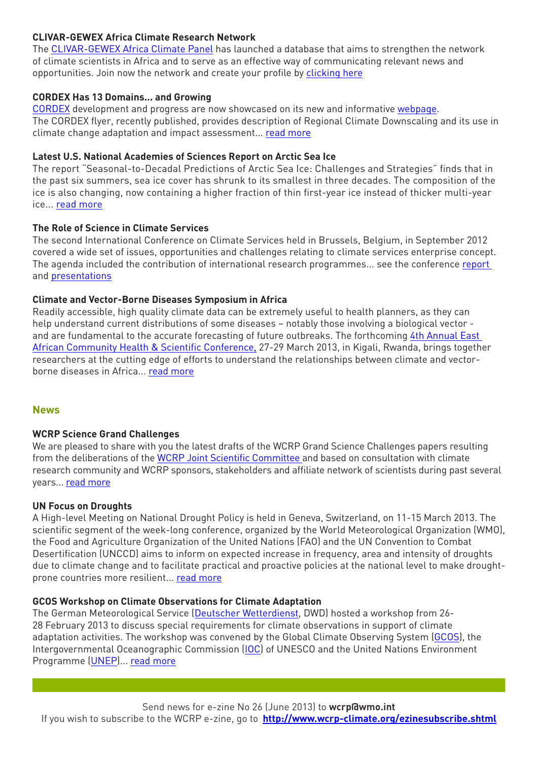### CLIVAR-GEWEX Africa Climate Research Network

The CLIVAR-GEWEX Africa Climate Panel has launched a database that aims to strengthen the network of climate scientists in Africa and to serve as an effective way of communicating relevant news and opportunities. Join now the network and create your profile by clicking here

### CORDEX Has 13 Domains... and Growing

CORDEX development and progress are now showcased on its new and informative webpage.
The CORDEX flyer, recently published, provides description of Regional Climate Downscaling and its use in climate change adaptation and impact assessment... read more

### Latest U.S. National Academies of Sciences Report on Arctic Sea Ice

The report "Seasonal-to-Decadal Predictions of Arctic Sea Ice: Challenges and Strategies" finds that in the past six summers, sea ice cover has shrunk to its smallest in three decades. The composition of the ice is also changing, now containing a higher fraction of thin first-year ice instead of thicker multi-year ice... read more

### The Role of Science in Climate Services

The second International Conference on Climate Services held in Brussels, Belgium, in September 2012 covered a wide set of issues, opportunities and challenges relating to climate services enterprise concept. The agenda included the contribution of international research programmes... see the conference report and presentations

### Climate and Vector-Borne Diseases Symposium in Africa

Readily accessible, high quality climate data can be extremely useful to health planners, as they can help understand current distributions of some diseases – notably those involving a biological vector - and are fundamental to the accurate forecasting of future outbreaks. The forthcoming 4th Annual East African Community Health & Scientific Conference, 27-29 March 2013, in Kigali, Rwanda, brings together researchers at the cutting edge of efforts to understand the relationships between climate and vector-borne diseases in Africa... read more

## News

### WCRP Science Grand Challenges

We are pleased to share with you the latest drafts of the WCRP Grand Science Challenges papers resulting from the deliberations of the WCRP Joint Scientific Committee and based on consultation with climate research community and WCRP sponsors, stakeholders and affiliate network of scientists during past several years... read more

### UN Focus on Droughts

A High-level Meeting on National Drought Policy is held in Geneva, Switzerland, on 11-15 March 2013. The scientific segment of the week-long conference, organized by the World Meteorological Organization (WMO), the Food and Agriculture Organization of the United Nations (FAO) and the UN Convention to Combat Desertification (UNCCD) aims to inform on expected increase in frequency, area and intensity of droughts due to climate change and to facilitate practical and proactive policies at the national level to make drought-prone countries more resilient... read more

### GCOS Workshop on Climate Observations for Climate Adaptation

The German Meteorological Service (Deutscher Wetterdienst, DWD) hosted a workshop from 26-28 February 2013 to discuss special requirements for climate observations in support of climate adaptation activities. The workshop was convened by the Global Climate Observing System (GCOS), the Intergovernmental Oceanographic Commission (IOC) of UNESCO and the United Nations Environment Programme (UNEP)... read more

---

Send news for e-zine No 26 (June 2013) to **wcrp@wmo.int**
If you wish to subscribe to the WCRP e-zine, go to **http://www.wcrp-climate.org/ezinesubscribe.shtml**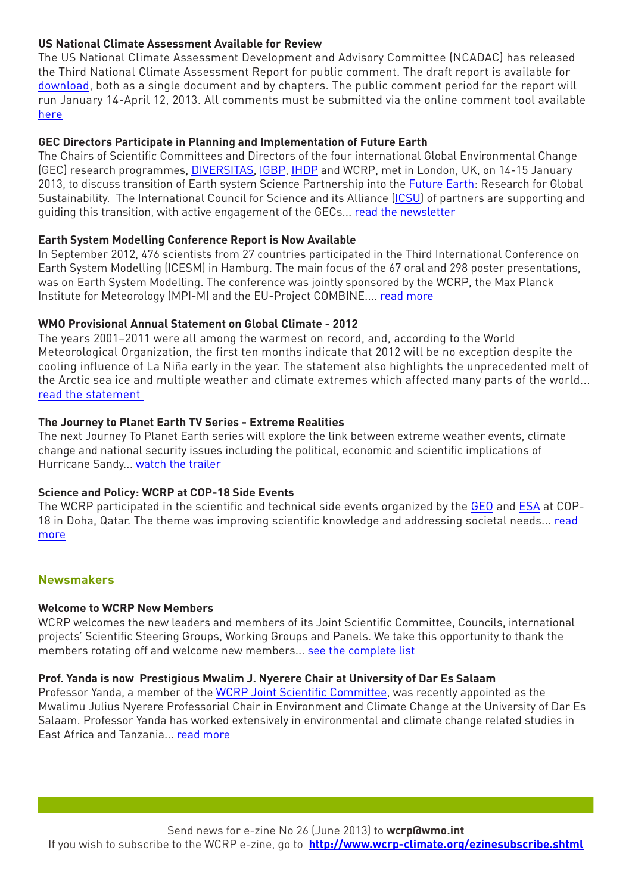**US National Climate Assessment Available for Review**

The US National Climate Assessment Development and Advisory Committee (NCADAC) has released the Third National Climate Assessment Report for public comment. The draft report is available for download, both as a single document and by chapters. The public comment period for the report will run January 14-April 12, 2013. All comments must be submitted via the online comment tool available here

**GEC Directors Participate in Planning and Implementation of Future Earth**

The Chairs of Scientific Committees and Directors of the four international Global Environmental Change (GEC) research programmes, DIVERSITAS, IGBP, IHDP and WCRP, met in London, UK, on 14-15 January 2013, to discuss transition of Earth system Science Partnership into the Future Earth: Research for Global Sustainability. The International Council for Science and its Alliance (ICSU) of partners are supporting and guiding this transition, with active engagement of the GECs... read the newsletter

**Earth System Modelling Conference Report is Now Available**

In September 2012, 476 scientists from 27 countries participated in the Third International Conference on Earth System Modelling (ICESM) in Hamburg. The main focus of the 67 oral and 298 poster presentations, was on Earth System Modelling. The conference was jointly sponsored by the WCRP, the Max Planck Institute for Meteorology (MPI-M) and the EU-Project COMBINE.... read more

**WMO Provisional Annual Statement on Global Climate - 2012**

The years 2001–2011 were all among the warmest on record, and, according to the World Meteorological Organization, the first ten months indicate that 2012 will be no exception despite the cooling influence of La Niña early in the year. The statement also highlights the unprecedented melt of the Arctic sea ice and multiple weather and climate extremes which affected many parts of the world... read the statement

**The Journey to Planet Earth TV Series - Extreme Realities**

The next Journey To Planet Earth series will explore the link between extreme weather events, climate change and national security issues including the political, economic and scientific implications of Hurricane Sandy... watch the trailer

**Science and Policy: WCRP at COP-18 Side Events**

The WCRP participated in the scientific and technical side events organized by the GEO and ESA at COP-18 in Doha, Qatar. The theme was improving scientific knowledge and addressing societal needs... read more

## Newsmakers

**Welcome to WCRP New Members**

WCRP welcomes the new leaders and members of its Joint Scientific Committee, Councils, international projects' Scientific Steering Groups, Working Groups and Panels. We take this opportunity to thank the members rotating off and welcome new members... see the complete list

**Prof. Yanda is now Prestigious Mwalim J. Nyerere Chair at University of Dar Es Salaam**

Professor Yanda, a member of the WCRP Joint Scientific Committee, was recently appointed as the Mwalimu Julius Nyerere Professorial Chair in Environment and Climate Change at the University of Dar Es Salaam. Professor Yanda has worked extensively in environmental and climate change related studies in East Africa and Tanzania... read more

Send news for e-zine No 26 (June 2013) to **wcrp@wmo.int**

If you wish to subscribe to the WCRP e-zine, go to **http://www.wcrp-climate.org/ezinesubscribe.shtml**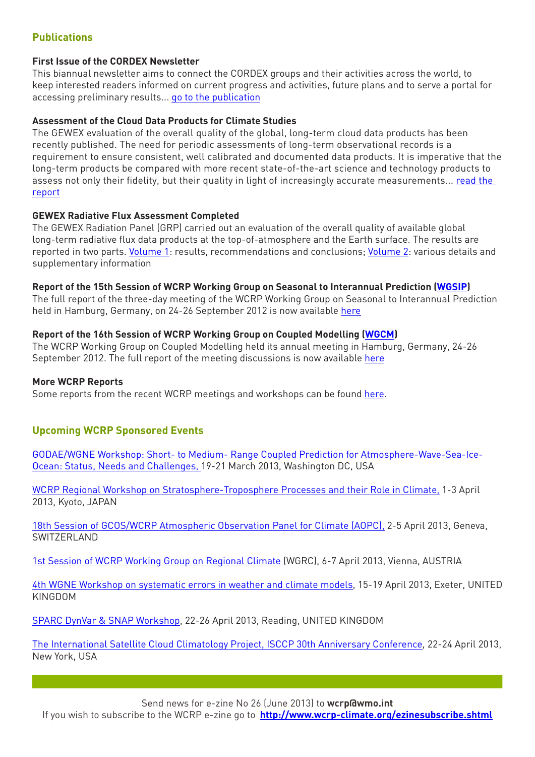## Publications

**First Issue of the CORDEX Newsletter**
This biannual newsletter aims to connect the CORDEX groups and their activities across the world, to keep interested readers informed on current progress and activities, future plans and to serve a portal for accessing preliminary results... go to the publication

**Assessment of the Cloud Data Products for Climate Studies**
The GEWEX evaluation of the overall quality of the global, long-term cloud data products has been recently published. The need for periodic assessments of long-term observational records is a requirement to ensure consistent, well calibrated and documented data products. It is imperative that the long-term products be compared with more recent state-of-the-art science and technology products to assess not only their fidelity, but their quality in light of increasingly accurate measurements... read the report

**GEWEX Radiative Flux Assessment Completed**
The GEWEX Radiation Panel (GRP) carried out an evaluation of the overall quality of available global long-term radiative flux data products at the top-of-atmosphere and the Earth surface. The results are reported in two parts. Volume 1: results, recommendations and conclusions; Volume 2: various details and supplementary information

**Report of the 15th Session of WCRP Working Group on Seasonal to Interannual Prediction (WGSIP)**
The full report of the three-day meeting of the WCRP Working Group on Seasonal to Interannual Prediction held in Hamburg, Germany, on 24-26 September 2012 is now available here

**Report of the 16th Session of WCRP Working Group on Coupled Modelling (WGCM)**
The WCRP Working Group on Coupled Modelling held its annual meeting in Hamburg, Germany, 24-26 September 2012. The full report of the meeting discussions is now available here

**More WCRP Reports**
Some reports from the recent WCRP meetings and workshops can be found here.

## Upcoming WCRP Sponsored Events

GODAE/WGNE Workshop: Short- to Medium- Range Coupled Prediction for Atmosphere-Wave-Sea-Ice-Ocean: Status, Needs and Challenges, 19-21 March 2013, Washington DC, USA

WCRP Regional Workshop on Stratosphere-Troposphere Processes and their Role in Climate, 1-3 April 2013, Kyoto, JAPAN

18th Session of GCOS/WCRP Atmospheric Observation Panel for Climate (AOPC), 2-5 April 2013, Geneva, SWITZERLAND

1st Session of WCRP Working Group on Regional Climate (WGRC), 6-7 April 2013, Vienna, AUSTRIA

4th WGNE Workshop on systematic errors in weather and climate models, 15-19 April 2013, Exeter, UNITED KINGDOM

SPARC DynVar & SNAP Workshop, 22-26 April 2013, Reading, UNITED KINGDOM

The International Satellite Cloud Climatology Project, ISCCP 30th Anniversary Conference, 22-24 April 2013, New York, USA

Send news for e-zine No 26 (June 2013) to **wcrp@wmo.int**
If you wish to subscribe to the WCRP e-zine go to **http://www.wcrp-climate.org/ezinesubscribe.shtml**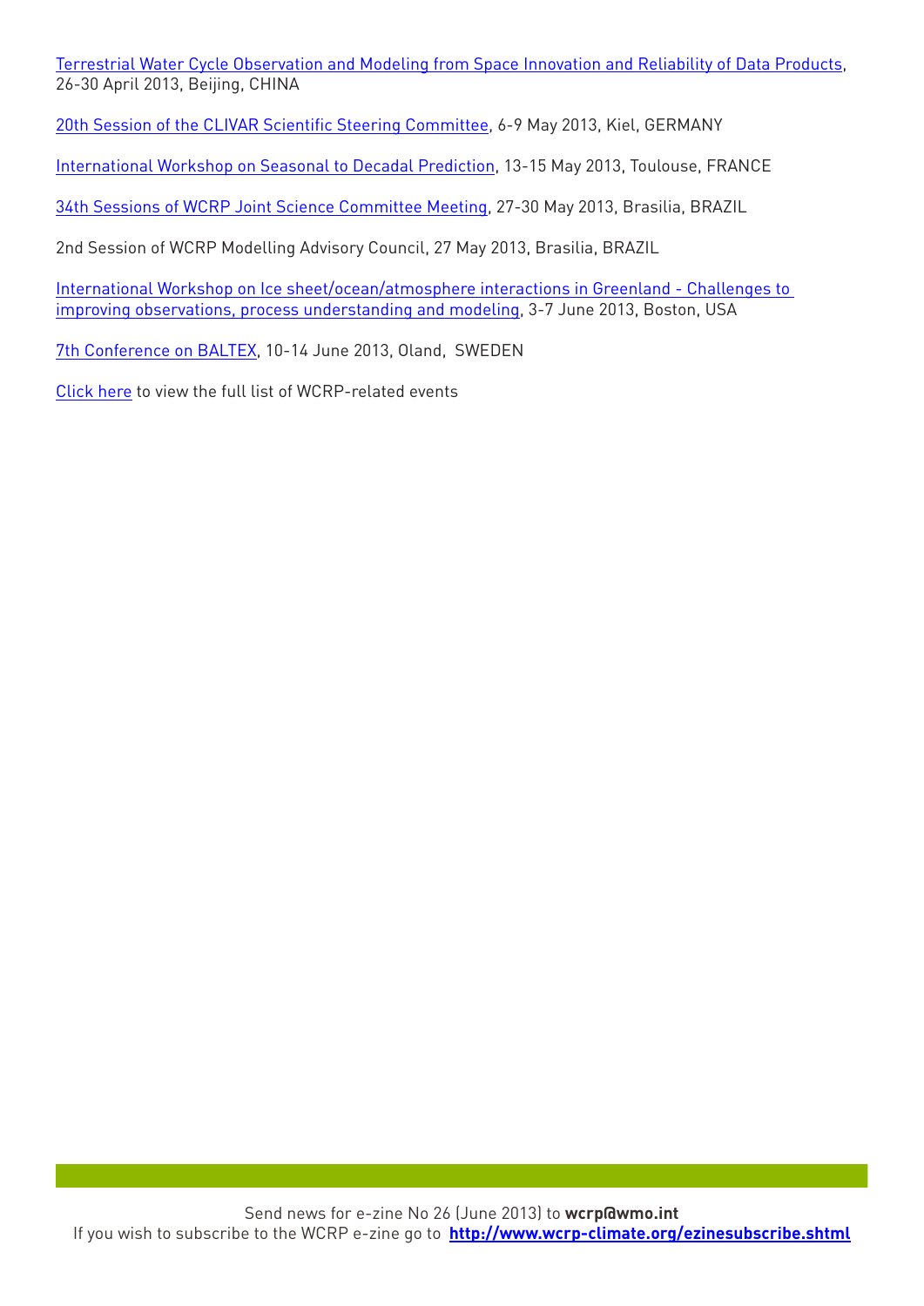Terrestrial Water Cycle Observation and Modeling from Space Innovation and Reliability of Data Products, 26-30 April 2013, Beijing, CHINA

20th Session of the CLIVAR Scientific Steering Committee, 6-9 May 2013, Kiel, GERMANY

International Workshop on Seasonal to Decadal Prediction, 13-15 May 2013, Toulouse, FRANCE

34th Sessions of WCRP Joint Science Committee Meeting, 27-30 May 2013, Brasilia, BRAZIL

2nd Session of WCRP Modelling Advisory Council, 27 May 2013, Brasilia, BRAZIL

International Workshop on Ice sheet/ocean/atmosphere interactions in Greenland - Challenges to improving observations, process understanding and modeling, 3-7 June 2013, Boston, USA

7th Conference on BALTEX, 10-14 June 2013, Oland, SWEDEN

Click here to view the full list of WCRP-related events

Send news for e-zine No 26 (June 2013) to **wcrp@wmo.int**
If you wish to subscribe to the WCRP e-zine go to **http://www.wcrp-climate.org/ezinesubscribe.shtml**